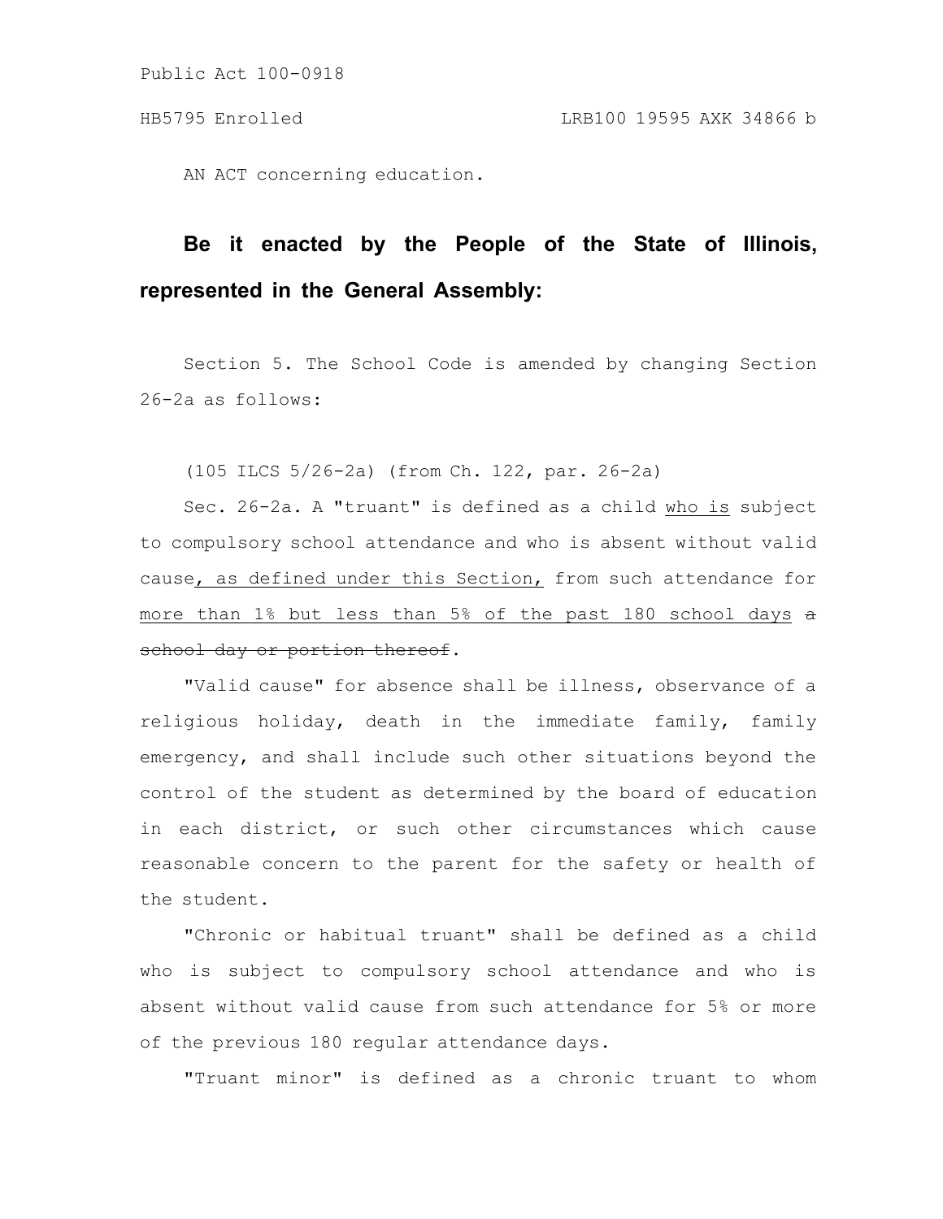AN ACT concerning education.

**Be it enacted by the People of the State of Illinois, represented in the General Assembly:**

Section 5. The School Code is amended by changing Section 26-2a as follows:

(105 ILCS 5/26-2a) (from Ch. 122, par. 26-2a)

Sec. 26-2a. A "truant" is defined as a child who is subject to compulsory school attendance and who is absent without valid cause, as defined under this Section, from such attendance for more than 1% but less than 5% of the past 180 school days ~~a school day or portion thereof~~.

"Valid cause" for absence shall be illness, observance of a religious holiday, death in the immediate family, family emergency, and shall include such other situations beyond the control of the student as determined by the board of education in each district, or such other circumstances which cause reasonable concern to the parent for the safety or health of the student.

"Chronic or habitual truant" shall be defined as a child who is subject to compulsory school attendance and who is absent without valid cause from such attendance for 5% or more of the previous 180 regular attendance days.

"Truant minor" is defined as a chronic truant to whom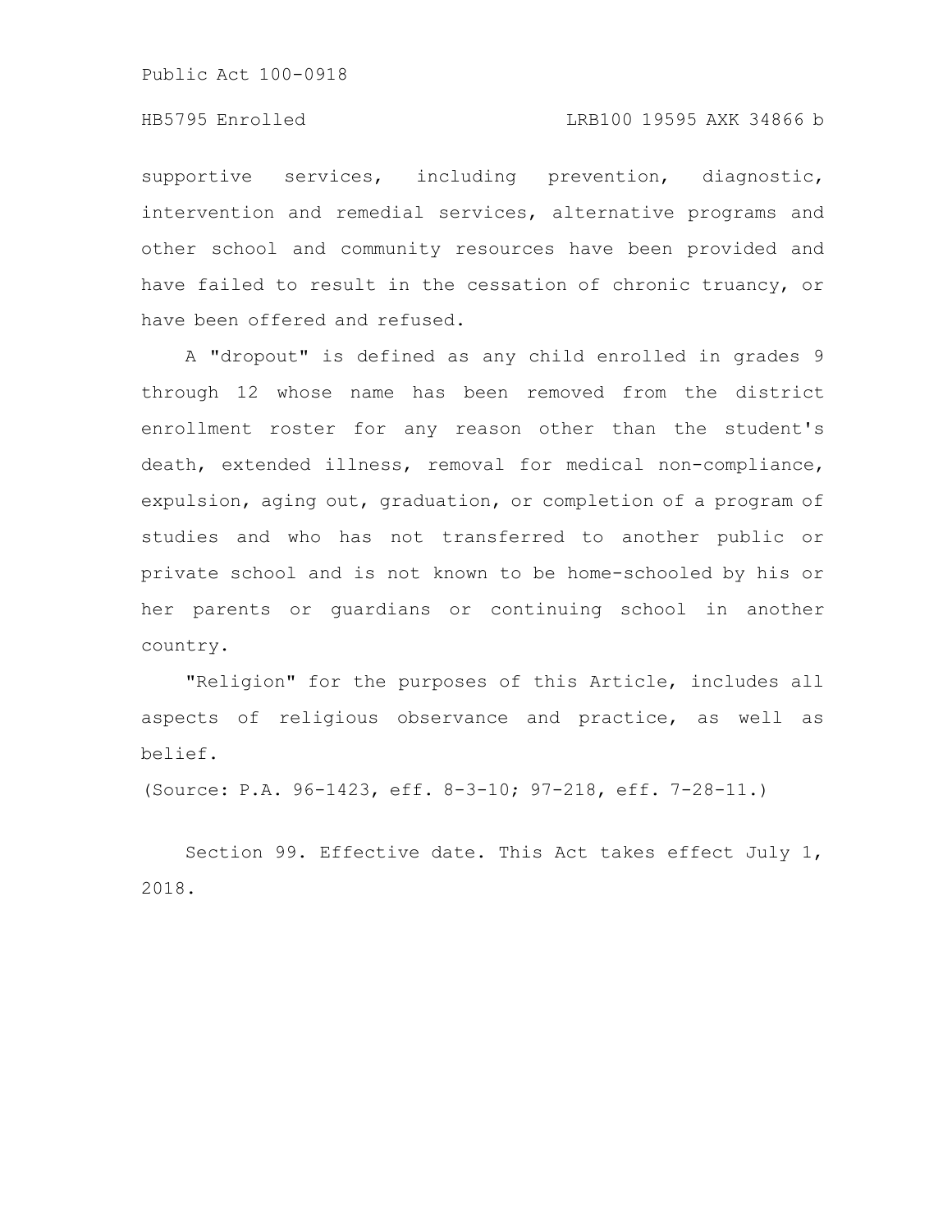supportive services, including prevention, diagnostic, intervention and remedial services, alternative programs and other school and community resources have been provided and have failed to result in the cessation of chronic truancy, or have been offered and refused.

A "dropout" is defined as any child enrolled in grades 9 through 12 whose name has been removed from the district enrollment roster for any reason other than the student's death, extended illness, removal for medical non-compliance, expulsion, aging out, graduation, or completion of a program of studies and who has not transferred to another public or private school and is not known to be home-schooled by his or her parents or guardians or continuing school in another country.

"Religion" for the purposes of this Article, includes all aspects of religious observance and practice, as well as belief.

(Source: P.A. 96-1423, eff. 8-3-10; 97-218, eff. 7-28-11.)

Section 99. Effective date. This Act takes effect July 1, 2018.